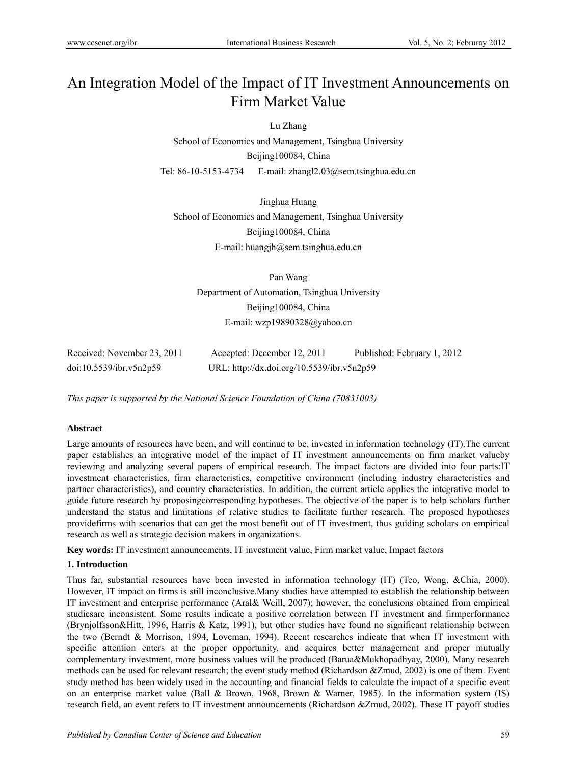# An Integration Model of the Impact of IT Investment Announcements on Firm Market Value

Lu Zhang

School of Economics and Management, Tsinghua University

Beijing100084, China

Tel: 86-10-5153-4734 E-mail: zhangl2.03@sem.tsinghua.edu.cn

Jinghua Huang

School of Economics and Management, Tsinghua University

Beijing100084, China

E-mail: huangjh@sem.tsinghua.edu.cn

Pan Wang

Department of Automation, Tsinghua University

Beijing100084, China

E-mail: wzp19890328@yahoo.cn

Received: November 23, 2011 Accepted: December 12, 2011 Published: February 1, 2012

doi:10.5539/ibr.v5n2p59 URL: http://dx.doi.org/10.5539/ibr.v5n2p59

*This paper is supported by the National Science Foundation of China (70831003)*

**Abstract**

Large amounts of resources have been, and will continue to be, invested in information technology (IT).The current paper establishes an integrative model of the impact of IT investment announcements on firm market valueby reviewing and analyzing several papers of empirical research. The impact factors are divided into four parts:IT investment characteristics, firm characteristics, competitive environment (including industry characteristics and partner characteristics), and country characteristics. In addition, the current article applies the integrative model to guide future research by proposingcorresponding hypotheses. The objective of the paper is to help scholars further understand the status and limitations of relative studies to facilitate further research. The proposed hypotheses providefirms with scenarios that can get the most benefit out of IT investment, thus guiding scholars on empirical research as well as strategic decision makers in organizations.

**Key words:** IT investment announcements, IT investment value, Firm market value, Impact factors

## 1. Introduction

Thus far, substantial resources have been invested in information technology (IT) (Teo, Wong, &Chia, 2000). However, IT impact on firms is still inconclusive.Many studies have attempted to establish the relationship between IT investment and enterprise performance (Aral& Weill, 2007); however, the conclusions obtained from empirical studiesare inconsistent. Some results indicate a positive correlation between IT investment and firmperformance (Brynjolfsson&Hitt, 1996, Harris & Katz, 1991), but other studies have found no significant relationship between the two (Berndt & Morrison, 1994, Loveman, 1994). Recent researches indicate that when IT investment with specific attention enters at the proper opportunity, and acquires better management and proper mutually complementary investment, more business values will be produced (Barua&Mukhopadhyay, 2000). Many research methods can be used for relevant research; the event study method (Richardson &Zmud, 2002) is one of them. Event study method has been widely used in the accounting and financial fields to calculate the impact of a specific event on an enterprise market value (Ball & Brown, 1968, Brown & Warner, 1985). In the information system (IS) research field, an event refers to IT investment announcements (Richardson &Zmud, 2002). These IT payoff studies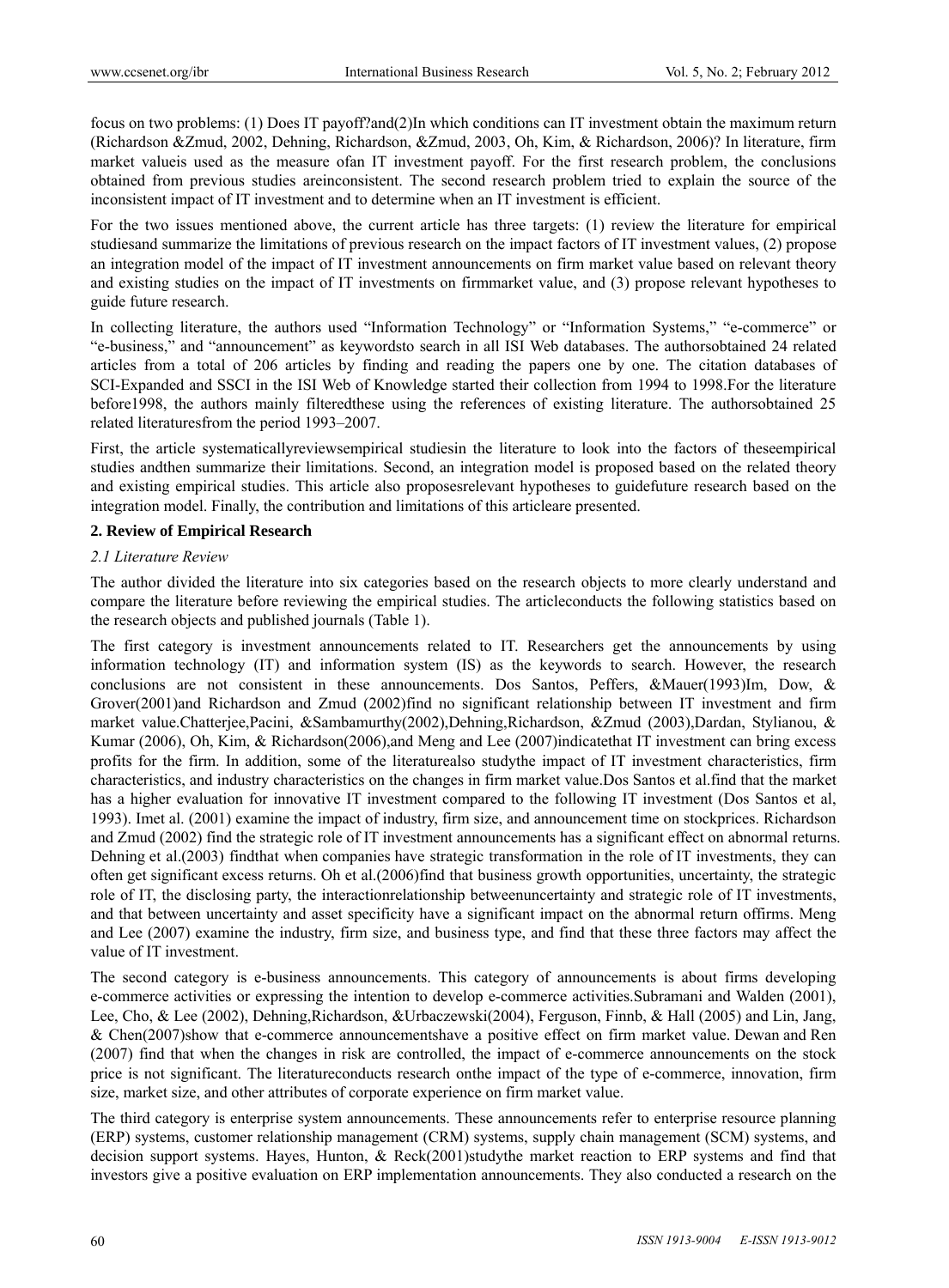focus on two problems: (1) Does IT payoff?and(2)In which conditions can IT investment obtain the maximum return (Richardson &Zmud, 2002, Dehning, Richardson, &Zmud, 2003, Oh, Kim, & Richardson, 2006)? In literature, firm market valueis used as the measure ofan IT investment payoff. For the first research problem, the conclusions obtained from previous studies areinconsistent. The second research problem tried to explain the source of the inconsistent impact of IT investment and to determine when an IT investment is efficient.

For the two issues mentioned above, the current article has three targets: (1) review the literature for empirical studiesand summarize the limitations of previous research on the impact factors of IT investment values, (2) propose an integration model of the impact of IT investment announcements on firm market value based on relevant theory and existing studies on the impact of IT investments on firmmarket value, and (3) propose relevant hypotheses to guide future research.

In collecting literature, the authors used "Information Technology" or "Information Systems," "e-commerce" or "e-business," and "announcement" as keywordsto search in all ISI Web databases. The authorsobtained 24 related articles from a total of 206 articles by finding and reading the papers one by one. The citation databases of SCI-Expanded and SSCI in the ISI Web of Knowledge started their collection from 1994 to 1998.For the literature before1998, the authors mainly filteredthese using the references of existing literature. The authorsobtained 25 related literaturesfrom the period 1993–2007.

First, the article systematicallyreviewsempirical studiesin the literature to look into the factors of theseempirical studies andthen summarize their limitations. Second, an integration model is proposed based on the related theory and existing empirical studies. This article also proposesrelevant hypotheses to guidefuture research based on the integration model. Finally, the contribution and limitations of this articleare presented.

## 2. Review of Empirical Research

### *2.1 Literature Review*

The author divided the literature into six categories based on the research objects to more clearly understand and compare the literature before reviewing the empirical studies. The articleconducts the following statistics based on the research objects and published journals (Table 1).

The first category is investment announcements related to IT. Researchers get the announcements by using information technology (IT) and information system (IS) as the keywords to search. However, the research conclusions are not consistent in these announcements. Dos Santos, Peffers, &Mauer(1993)Im, Dow, & Grover(2001)and Richardson and Zmud (2002)find no significant relationship between IT investment and firm market value.Chatterjee,Pacini, &Sambamurthy(2002),Dehning,Richardson, &Zmud (2003),Dardan, Stylianou, & Kumar (2006), Oh, Kim, & Richardson(2006),and Meng and Lee (2007)indicatethat IT investment can bring excess profits for the firm. In addition, some of the literaturealso studythe impact of IT investment characteristics, firm characteristics, and industry characteristics on the changes in firm market value.Dos Santos et al.find that the market has a higher evaluation for innovative IT investment compared to the following IT investment (Dos Santos et al, 1993). Imet al. (2001) examine the impact of industry, firm size, and announcement time on stockprices. Richardson and Zmud (2002) find the strategic role of IT investment announcements has a significant effect on abnormal returns. Dehning et al.(2003) findthat when companies have strategic transformation in the role of IT investments, they can often get significant excess returns. Oh et al.(2006)find that business growth opportunities, uncertainty, the strategic role of IT, the disclosing party, the interactionrelationship betweenuncertainty and strategic role of IT investments, and that between uncertainty and asset specificity have a significant impact on the abnormal return offirms. Meng and Lee (2007) examine the industry, firm size, and business type, and find that these three factors may affect the value of IT investment.

The second category is e-business announcements. This category of announcements is about firms developing e-commerce activities or expressing the intention to develop e-commerce activities.Subramani and Walden (2001), Lee, Cho, & Lee (2002), Dehning,Richardson, &Urbaczewski(2004), Ferguson, Finnb, & Hall (2005) and Lin, Jang, & Chen(2007)show that e-commerce announcementshave a positive effect on firm market value. Dewan and Ren (2007) find that when the changes in risk are controlled, the impact of e-commerce announcements on the stock price is not significant. The literatureconducts research onthe impact of the type of e-commerce, innovation, firm size, market size, and other attributes of corporate experience on firm market value.

The third category is enterprise system announcements. These announcements refer to enterprise resource planning (ERP) systems, customer relationship management (CRM) systems, supply chain management (SCM) systems, and decision support systems. Hayes, Hunton, & Reck(2001)studythe market reaction to ERP systems and find that investors give a positive evaluation on ERP implementation announcements. They also conducted a research on the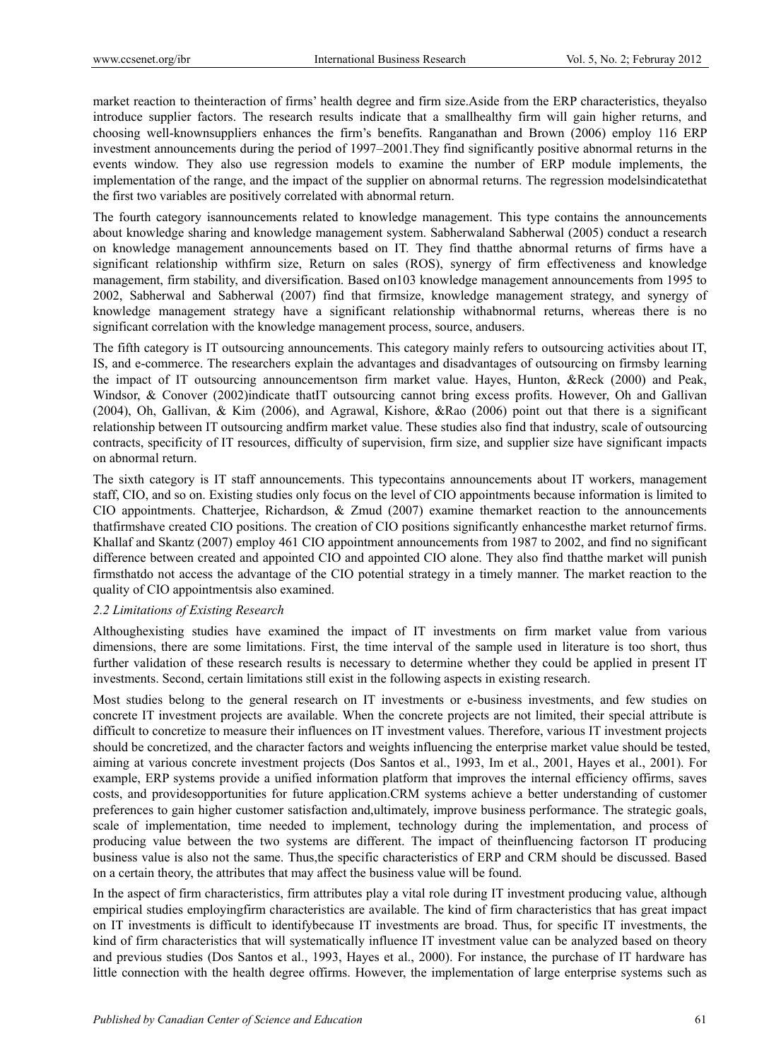market reaction to theinteraction of firms' health degree and firm size.Aside from the ERP characteristics, theyalso introduce supplier factors. The research results indicate that a smallhealthy firm will gain higher returns, and choosing well-knownsuppliers enhances the firm's benefits. Ranganathan and Brown (2006) employ 116 ERP investment announcements during the period of 1997–2001.They find significantly positive abnormal returns in the events window. They also use regression models to examine the number of ERP module implements, the implementation of the range, and the impact of the supplier on abnormal returns. The regression modelsindicatethat the first two variables are positively correlated with abnormal return.

The fourth category isannouncements related to knowledge management. This type contains the announcements about knowledge sharing and knowledge management system. Sabherwaland Sabherwal (2005) conduct a research on knowledge management announcements based on IT. They find thatthe abnormal returns of firms have a significant relationship withfirm size, Return on sales (ROS), synergy of firm effectiveness and knowledge management, firm stability, and diversification. Based on103 knowledge management announcements from 1995 to 2002, Sabherwal and Sabherwal (2007) find that firmsize, knowledge management strategy, and synergy of knowledge management strategy have a significant relationship withabnormal returns, whereas there is no significant correlation with the knowledge management process, source, andusers.

The fifth category is IT outsourcing announcements. This category mainly refers to outsourcing activities about IT, IS, and e-commerce. The researchers explain the advantages and disadvantages of outsourcing on firmsby learning the impact of IT outsourcing announcementson firm market value. Hayes, Hunton, &Reck (2000) and Peak, Windsor, & Conover (2002)indicate thatIT outsourcing cannot bring excess profits. However, Oh and Gallivan (2004), Oh, Gallivan, & Kim (2006), and Agrawal, Kishore, &Rao (2006) point out that there is a significant relationship between IT outsourcing andfirm market value. These studies also find that industry, scale of outsourcing contracts, specificity of IT resources, difficulty of supervision, firm size, and supplier size have significant impacts on abnormal return.

The sixth category is IT staff announcements. This typecontains announcements about IT workers, management staff, CIO, and so on. Existing studies only focus on the level of CIO appointments because information is limited to CIO appointments. Chatterjee, Richardson, & Zmud (2007) examine themarket reaction to the announcements thatfirmshave created CIO positions. The creation of CIO positions significantly enhancesthe market returnof firms. Khallaf and Skantz (2007) employ 461 CIO appointment announcements from 1987 to 2002, and find no significant difference between created and appointed CIO and appointed CIO alone. They also find thatthe market will punish firmsthatdo not access the advantage of the CIO potential strategy in a timely manner. The market reaction to the quality of CIO appointmentsis also examined.

*2.2 Limitations of Existing Research*

Althoughexisting studies have examined the impact of IT investments on firm market value from various dimensions, there are some limitations. First, the time interval of the sample used in literature is too short, thus further validation of these research results is necessary to determine whether they could be applied in present IT investments. Second, certain limitations still exist in the following aspects in existing research.

Most studies belong to the general research on IT investments or e-business investments, and few studies on concrete IT investment projects are available. When the concrete projects are not limited, their special attribute is difficult to concretize to measure their influences on IT investment values. Therefore, various IT investment projects should be concretized, and the character factors and weights influencing the enterprise market value should be tested, aiming at various concrete investment projects (Dos Santos et al., 1993, Im et al., 2001, Hayes et al., 2001). For example, ERP systems provide a unified information platform that improves the internal efficiency offirms, saves costs, and providesopportunities for future application.CRM systems achieve a better understanding of customer preferences to gain higher customer satisfaction and,ultimately, improve business performance. The strategic goals, scale of implementation, time needed to implement, technology during the implementation, and process of producing value between the two systems are different. The impact of theinfluencing factorson IT producing business value is also not the same. Thus,the specific characteristics of ERP and CRM should be discussed. Based on a certain theory, the attributes that may affect the business value will be found.

In the aspect of firm characteristics, firm attributes play a vital role during IT investment producing value, although empirical studies employingfirm characteristics are available. The kind of firm characteristics that has great impact on IT investments is difficult to identifybecause IT investments are broad. Thus, for specific IT investments, the kind of firm characteristics that will systematically influence IT investment value can be analyzed based on theory and previous studies (Dos Santos et al., 1993, Hayes et al., 2000). For instance, the purchase of IT hardware has little connection with the health degree offirms. However, the implementation of large enterprise systems such as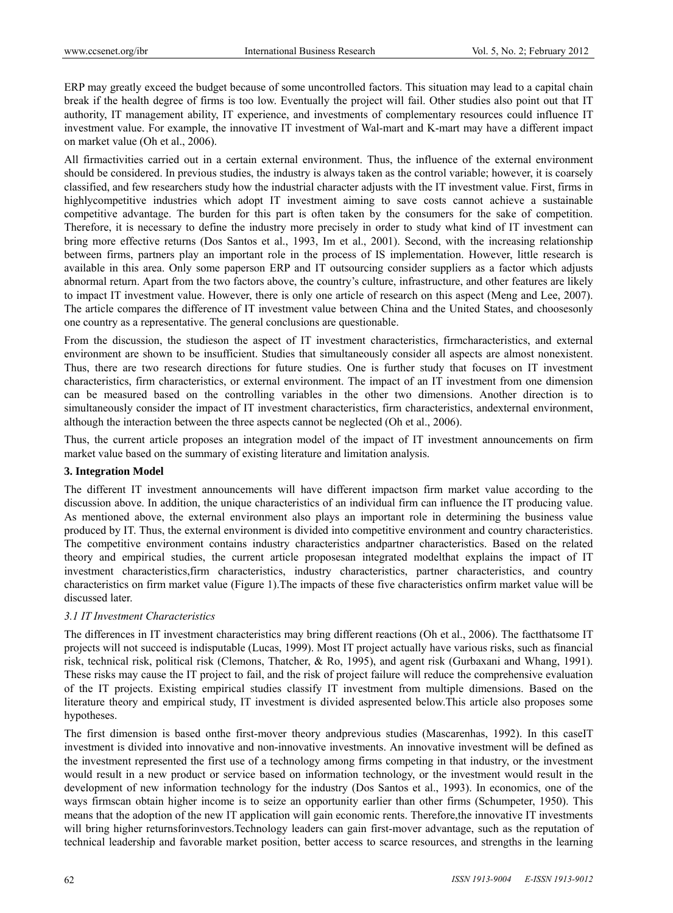ERP may greatly exceed the budget because of some uncontrolled factors. This situation may lead to a capital chain break if the health degree of firms is too low. Eventually the project will fail. Other studies also point out that IT authority, IT management ability, IT experience, and investments of complementary resources could influence IT investment value. For example, the innovative IT investment of Wal-mart and K-mart may have a different impact on market value (Oh et al., 2006).

All firmactivities carried out in a certain external environment. Thus, the influence of the external environment should be considered. In previous studies, the industry is always taken as the control variable; however, it is coarsely classified, and few researchers study how the industrial character adjusts with the IT investment value. First, firms in highlycompetitive industries which adopt IT investment aiming to save costs cannot achieve a sustainable competitive advantage. The burden for this part is often taken by the consumers for the sake of competition. Therefore, it is necessary to define the industry more precisely in order to study what kind of IT investment can bring more effective returns (Dos Santos et al., 1993, Im et al., 2001). Second, with the increasing relationship between firms, partners play an important role in the process of IS implementation. However, little research is available in this area. Only some paperson ERP and IT outsourcing consider suppliers as a factor which adjusts abnormal return. Apart from the two factors above, the country's culture, infrastructure, and other features are likely to impact IT investment value. However, there is only one article of research on this aspect (Meng and Lee, 2007). The article compares the difference of IT investment value between China and the United States, and choosesonly one country as a representative. The general conclusions are questionable.

From the discussion, the studieson the aspect of IT investment characteristics, firmcharacteristics, and external environment are shown to be insufficient. Studies that simultaneously consider all aspects are almost nonexistent. Thus, there are two research directions for future studies. One is further study that focuses on IT investment characteristics, firm characteristics, or external environment. The impact of an IT investment from one dimension can be measured based on the controlling variables in the other two dimensions. Another direction is to simultaneously consider the impact of IT investment characteristics, firm characteristics, andexternal environment, although the interaction between the three aspects cannot be neglected (Oh et al., 2006).

Thus, the current article proposes an integration model of the impact of IT investment announcements on firm market value based on the summary of existing literature and limitation analysis.

## 3. Integration Model

The different IT investment announcements will have different impactson firm market value according to the discussion above. In addition, the unique characteristics of an individual firm can influence the IT producing value. As mentioned above, the external environment also plays an important role in determining the business value produced by IT. Thus, the external environment is divided into competitive environment and country characteristics. The competitive environment contains industry characteristics andpartner characteristics. Based on the related theory and empirical studies, the current article proposesan integrated modelthat explains the impact of IT investment characteristics,firm characteristics, industry characteristics, partner characteristics, and country characteristics on firm market value (Figure 1).The impacts of these five characteristics onfirm market value will be discussed later.

### *3.1 IT Investment Characteristics*

The differences in IT investment characteristics may bring different reactions (Oh et al., 2006). The factthatsome IT projects will not succeed is indisputable (Lucas, 1999). Most IT project actually have various risks, such as financial risk, technical risk, political risk (Clemons, Thatcher, & Ro, 1995), and agent risk (Gurbaxani and Whang, 1991). These risks may cause the IT project to fail, and the risk of project failure will reduce the comprehensive evaluation of the IT projects. Existing empirical studies classify IT investment from multiple dimensions. Based on the literature theory and empirical study, IT investment is divided aspresented below.This article also proposes some hypotheses.

The first dimension is based onthe first-mover theory andprevious studies (Mascarenhas, 1992). In this caseIT investment is divided into innovative and non-innovative investments. An innovative investment will be defined as the investment represented the first use of a technology among firms competing in that industry, or the investment would result in a new product or service based on information technology, or the investment would result in the development of new information technology for the industry (Dos Santos et al., 1993). In economics, one of the ways firmscan obtain higher income is to seize an opportunity earlier than other firms (Schumpeter, 1950). This means that the adoption of the new IT application will gain economic rents. Therefore,the innovative IT investments will bring higher returnsforinvestors.Technology leaders can gain first-mover advantage, such as the reputation of technical leadership and favorable market position, better access to scarce resources, and strengths in the learning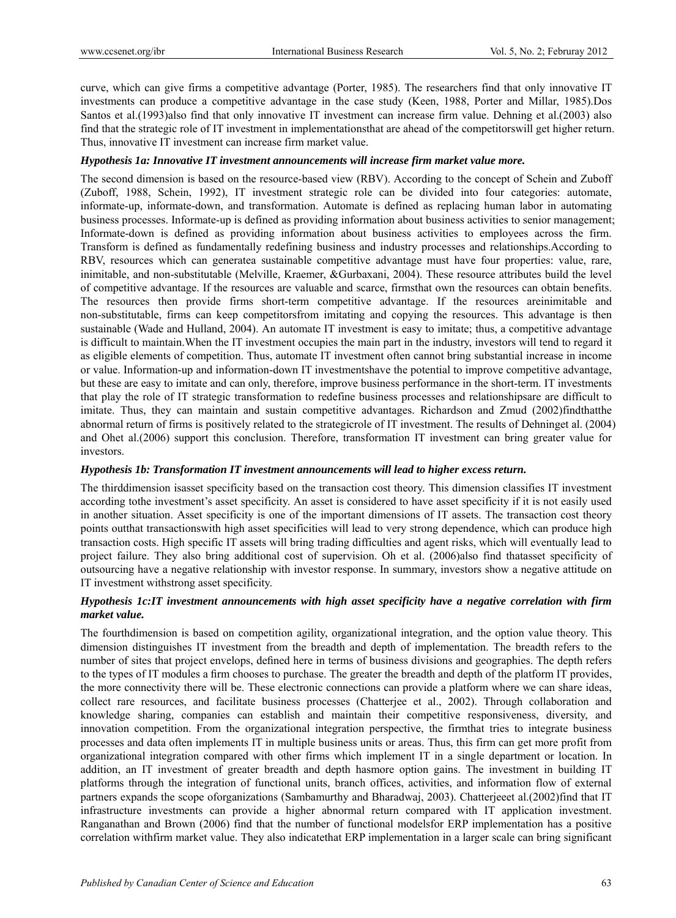curve, which can give firms a competitive advantage (Porter, 1985). The researchers find that only innovative IT investments can produce a competitive advantage in the case study (Keen, 1988, Porter and Millar, 1985).Dos Santos et al.(1993)also find that only innovative IT investment can increase firm value. Dehning et al.(2003) also find that the strategic role of IT investment in implementationsthat are ahead of the competitorswill get higher return. Thus, innovative IT investment can increase firm market value.

***Hypothesis 1a: Innovative IT investment announcements will increase firm market value more.***

The second dimension is based on the resource-based view (RBV). According to the concept of Schein and Zuboff (Zuboff, 1988, Schein, 1992), IT investment strategic role can be divided into four categories: automate, informate-up, informate-down, and transformation. Automate is defined as replacing human labor in automating business processes. Informate-up is defined as providing information about business activities to senior management; Informate-down is defined as providing information about business activities to employees across the firm. Transform is defined as fundamentally redefining business and industry processes and relationships.According to RBV, resources which can generatea sustainable competitive advantage must have four properties: value, rare, inimitable, and non-substitutable (Melville, Kraemer, &Gurbaxani, 2004). These resource attributes build the level of competitive advantage. If the resources are valuable and scarce, firmsthat own the resources can obtain benefits. The resources then provide firms short-term competitive advantage. If the resources areinimitable and non-substitutable, firms can keep competitorsfrom imitating and copying the resources. This advantage is then sustainable (Wade and Hulland, 2004). An automate IT investment is easy to imitate; thus, a competitive advantage is difficult to maintain.When the IT investment occupies the main part in the industry, investors will tend to regard it as eligible elements of competition. Thus, automate IT investment often cannot bring substantial increase in income or value. Information-up and information-down IT investmentshave the potential to improve competitive advantage, but these are easy to imitate and can only, therefore, improve business performance in the short-term. IT investments that play the role of IT strategic transformation to redefine business processes and relationshipsare are difficult to imitate. Thus, they can maintain and sustain competitive advantages. Richardson and Zmud (2002)findthatthe abnormal return of firms is positively related to the strategicrole of IT investment. The results of Dehninget al. (2004) and Ohet al.(2006) support this conclusion. Therefore, transformation IT investment can bring greater value for investors.

***Hypothesis 1b: Transformation IT investment announcements will lead to higher excess return.***

The thirddimension isasset specificity based on the transaction cost theory. This dimension classifies IT investment according tothe investment's asset specificity. An asset is considered to have asset specificity if it is not easily used in another situation. Asset specificity is one of the important dimensions of IT assets. The transaction cost theory points outthat transactionswith high asset specificities will lead to very strong dependence, which can produce high transaction costs. High specific IT assets will bring trading difficulties and agent risks, which will eventually lead to project failure. They also bring additional cost of supervision. Oh et al. (2006)also find thatasset specificity of outsourcing have a negative relationship with investor response. In summary, investors show a negative attitude on IT investment withstrong asset specificity.

***Hypothesis 1c:IT investment announcements with high asset specificity have a negative correlation with firm market value.***

The fourthdimension is based on competition agility, organizational integration, and the option value theory. This dimension distinguishes IT investment from the breadth and depth of implementation. The breadth refers to the number of sites that project envelops, defined here in terms of business divisions and geographies. The depth refers to the types of IT modules a firm chooses to purchase. The greater the breadth and depth of the platform IT provides, the more connectivity there will be. These electronic connections can provide a platform where we can share ideas, collect rare resources, and facilitate business processes (Chatterjee et al., 2002). Through collaboration and knowledge sharing, companies can establish and maintain their competitive responsiveness, diversity, and innovation competition. From the organizational integration perspective, the firmthat tries to integrate business processes and data often implements IT in multiple business units or areas. Thus, this firm can get more profit from organizational integration compared with other firms which implement IT in a single department or location. In addition, an IT investment of greater breadth and depth hasmore option gains. The investment in building IT platforms through the integration of functional units, branch offices, activities, and information flow of external partners expands the scope oforganizations (Sambamurthy and Bharadwaj, 2003). Chatterjeeet al.(2002)find that IT infrastructure investments can provide a higher abnormal return compared with IT application investment. Ranganathan and Brown (2006) find that the number of functional modelsfor ERP implementation has a positive correlation withfirm market value. They also indicatethat ERP implementation in a larger scale can bring significant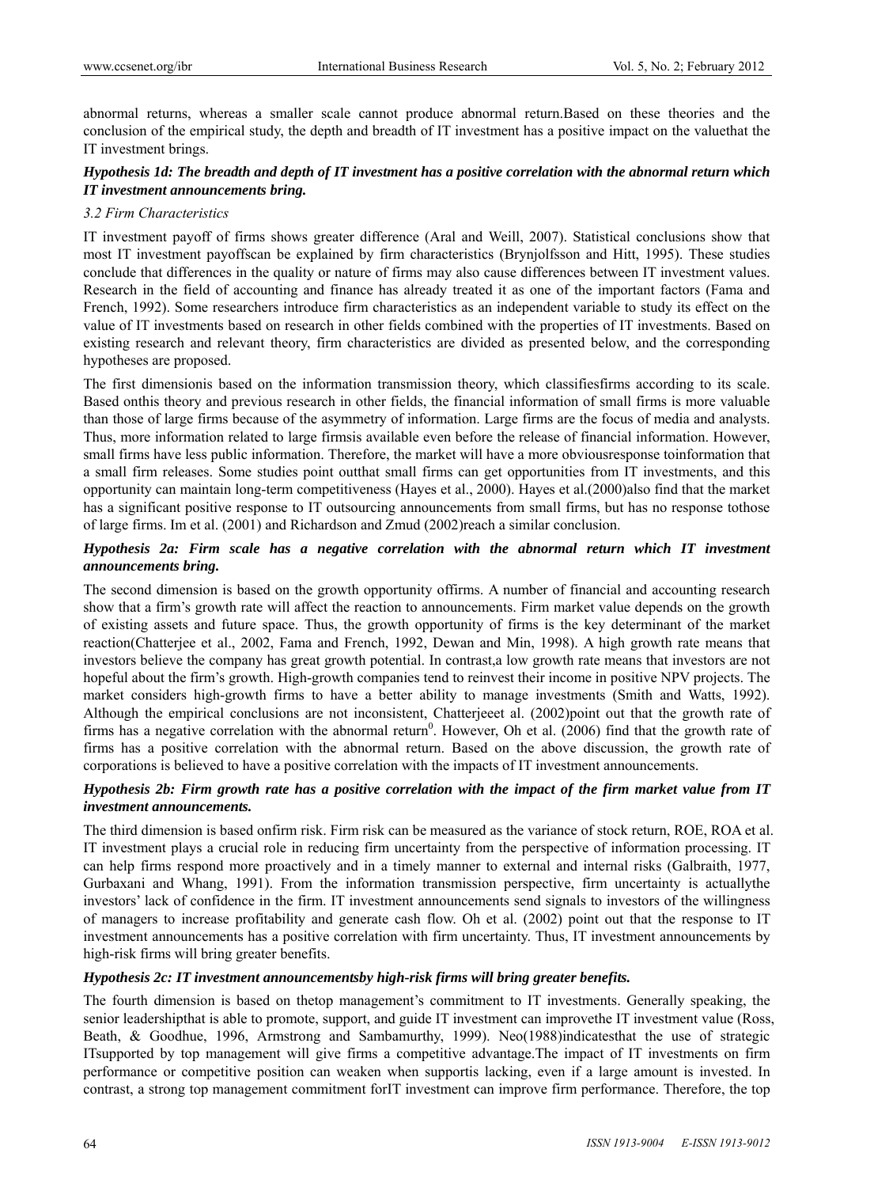abnormal returns, whereas a smaller scale cannot produce abnormal return.Based on these theories and the conclusion of the empirical study, the depth and breadth of IT investment has a positive impact on the valuethat the IT investment brings.

***Hypothesis 1d: The breadth and depth of IT investment has a positive correlation with the abnormal return which IT investment announcements bring.***

### *3.2 Firm Characteristics*

IT investment payoff of firms shows greater difference (Aral and Weill, 2007). Statistical conclusions show that most IT investment payoffscan be explained by firm characteristics (Brynjolfsson and Hitt, 1995). These studies conclude that differences in the quality or nature of firms may also cause differences between IT investment values. Research in the field of accounting and finance has already treated it as one of the important factors (Fama and French, 1992). Some researchers introduce firm characteristics as an independent variable to study its effect on the value of IT investments based on research in other fields combined with the properties of IT investments. Based on existing research and relevant theory, firm characteristics are divided as presented below, and the corresponding hypotheses are proposed.

The first dimensionis based on the information transmission theory, which classifiesfirms according to its scale. Based onthis theory and previous research in other fields, the financial information of small firms is more valuable than those of large firms because of the asymmetry of information. Large firms are the focus of media and analysts. Thus, more information related to large firmsis available even before the release of financial information. However, small firms have less public information. Therefore, the market will have a more obviousresponse toinformation that a small firm releases. Some studies point outthat small firms can get opportunities from IT investments, and this opportunity can maintain long-term competitiveness (Hayes et al., 2000). Hayes et al.(2000)also find that the market has a significant positive response to IT outsourcing announcements from small firms, but has no response tothose of large firms. Im et al. (2001) and Richardson and Zmud (2002)reach a similar conclusion.

***Hypothesis 2a: Firm scale has a negative correlation with the abnormal return which IT investment announcements bring.***

The second dimension is based on the growth opportunity offirms. A number of financial and accounting research show that a firm's growth rate will affect the reaction to announcements. Firm market value depends on the growth of existing assets and future space. Thus, the growth opportunity of firms is the key determinant of the market reaction(Chatterjee et al., 2002, Fama and French, 1992, Dewan and Min, 1998). A high growth rate means that investors believe the company has great growth potential. In contrast,a low growth rate means that investors are not hopeful about the firm's growth. High-growth companies tend to reinvest their income in positive NPV projects. The market considers high-growth firms to have a better ability to manage investments (Smith and Watts, 1992). Although the empirical conclusions are not inconsistent, Chatterjeeet al. (2002)point out that the growth rate of firms has a negative correlation with the abnormal return[0]. However, Oh et al. (2006) find that the growth rate of firms has a positive correlation with the abnormal return. Based on the above discussion, the growth rate of corporations is believed to have a positive correlation with the impacts of IT investment announcements.

***Hypothesis 2b: Firm growth rate has a positive correlation with the impact of the firm market value from IT investment announcements.***

The third dimension is based onfirm risk. Firm risk can be measured as the variance of stock return, ROE, ROA et al. IT investment plays a crucial role in reducing firm uncertainty from the perspective of information processing. IT can help firms respond more proactively and in a timely manner to external and internal risks (Galbraith, 1977, Gurbaxani and Whang, 1991). From the information transmission perspective, firm uncertainty is actuallythe investors' lack of confidence in the firm. IT investment announcements send signals to investors of the willingness of managers to increase profitability and generate cash flow. Oh et al. (2002) point out that the response to IT investment announcements has a positive correlation with firm uncertainty. Thus, IT investment announcements by high-risk firms will bring greater benefits.

***Hypothesis 2c: IT investment announcementsby high-risk firms will bring greater benefits.***

The fourth dimension is based on thetop management's commitment to IT investments. Generally speaking, the senior leadershipthat is able to promote, support, and guide IT investment can improvethe IT investment value (Ross, Beath, & Goodhue, 1996, Armstrong and Sambamurthy, 1999). Neo(1988)indicatesthat the use of strategic ITsupported by top management will give firms a competitive advantage.The impact of IT investments on firm performance or competitive position can weaken when supportis lacking, even if a large amount is invested. In contrast, a strong top management commitment forIT investment can improve firm performance. Therefore, the top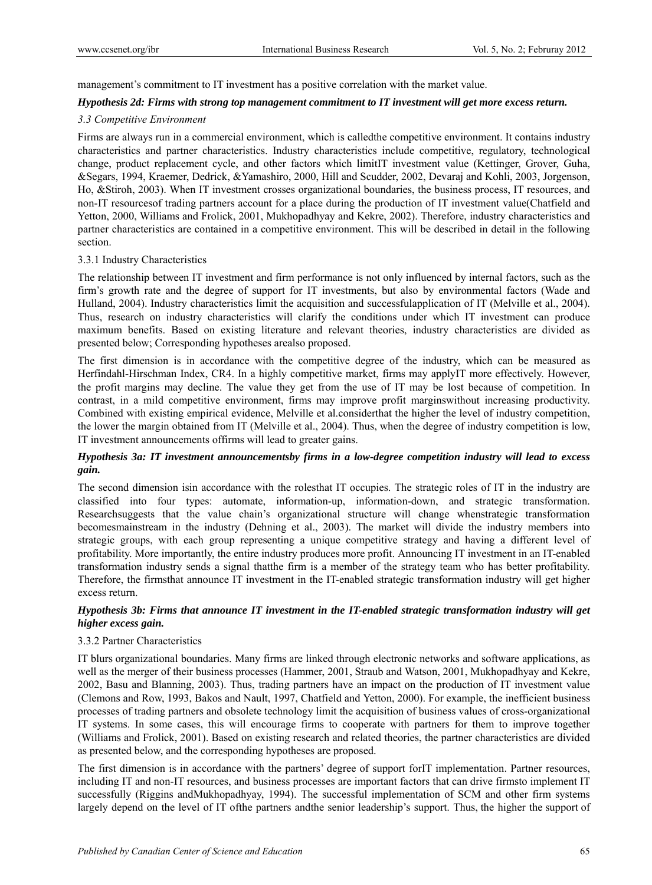management's commitment to IT investment has a positive correlation with the market value.

***Hypothesis 2d: Firms with strong top management commitment to IT investment will get more excess return.***

### *3.3 Competitive Environment*

Firms are always run in a commercial environment, which is calledthe competitive environment. It contains industry characteristics and partner characteristics. Industry characteristics include competitive, regulatory, technological change, product replacement cycle, and other factors which limitIT investment value (Kettinger, Grover, Guha, &Segars, 1994, Kraemer, Dedrick, &Yamashiro, 2000, Hill and Scudder, 2002, Devaraj and Kohli, 2003, Jorgenson, Ho, &Stiroh, 2003). When IT investment crosses organizational boundaries, the business process, IT resources, and non-IT resourcesof trading partners account for a place during the production of IT investment value(Chatfield and Yetton, 2000, Williams and Frolick, 2001, Mukhopadhyay and Kekre, 2002). Therefore, industry characteristics and partner characteristics are contained in a competitive environment. This will be described in detail in the following section.

#### 3.3.1 Industry Characteristics

The relationship between IT investment and firm performance is not only influenced by internal factors, such as the firm's growth rate and the degree of support for IT investments, but also by environmental factors (Wade and Hulland, 2004). Industry characteristics limit the acquisition and successfulapplication of IT (Melville et al., 2004). Thus, research on industry characteristics will clarify the conditions under which IT investment can produce maximum benefits. Based on existing literature and relevant theories, industry characteristics are divided as presented below; Corresponding hypotheses arealso proposed.

The first dimension is in accordance with the competitive degree of the industry, which can be measured as Herfindahl-Hirschman Index, CR4. In a highly competitive market, firms may applyIT more effectively. However, the profit margins may decline. The value they get from the use of IT may be lost because of competition. In contrast, in a mild competitive environment, firms may improve profit marginswithout increasing productivity. Combined with existing empirical evidence, Melville et al.considerthat the higher the level of industry competition, the lower the margin obtained from IT (Melville et al., 2004). Thus, when the degree of industry competition is low, IT investment announcements offirms will lead to greater gains.

***Hypothesis 3a: IT investment announcementsby firms in a low-degree competition industry will lead to excess gain.***

The second dimension isin accordance with the rolesthat IT occupies. The strategic roles of IT in the industry are classified into four types: automate, information-up, information-down, and strategic transformation. Researchsuggests that the value chain's organizational structure will change whenstrategic transformation becomesmainstream in the industry (Dehning et al., 2003). The market will divide the industry members into strategic groups, with each group representing a unique competitive strategy and having a different level of profitability. More importantly, the entire industry produces more profit. Announcing IT investment in an IT-enabled transformation industry sends a signal thatthe firm is a member of the strategy team who has better profitability. Therefore, the firmsthat announce IT investment in the IT-enabled strategic transformation industry will get higher excess return.

***Hypothesis 3b: Firms that announce IT investment in the IT-enabled strategic transformation industry will get higher excess gain.***

#### 3.3.2 Partner Characteristics

IT blurs organizational boundaries. Many firms are linked through electronic networks and software applications, as well as the merger of their business processes (Hammer, 2001, Straub and Watson, 2001, Mukhopadhyay and Kekre, 2002, Basu and Blanning, 2003). Thus, trading partners have an impact on the production of IT investment value (Clemons and Row, 1993, Bakos and Nault, 1997, Chatfield and Yetton, 2000). For example, the inefficient business processes of trading partners and obsolete technology limit the acquisition of business values of cross-organizational IT systems. In some cases, this will encourage firms to cooperate with partners for them to improve together (Williams and Frolick, 2001). Based on existing research and related theories, the partner characteristics are divided as presented below, and the corresponding hypotheses are proposed.

The first dimension is in accordance with the partners' degree of support forIT implementation. Partner resources, including IT and non-IT resources, and business processes are important factors that can drive firmsto implement IT successfully (Riggins andMukhopadhyay, 1994). The successful implementation of SCM and other firm systems largely depend on the level of IT ofthe partners andthe senior leadership's support. Thus, the higher the support of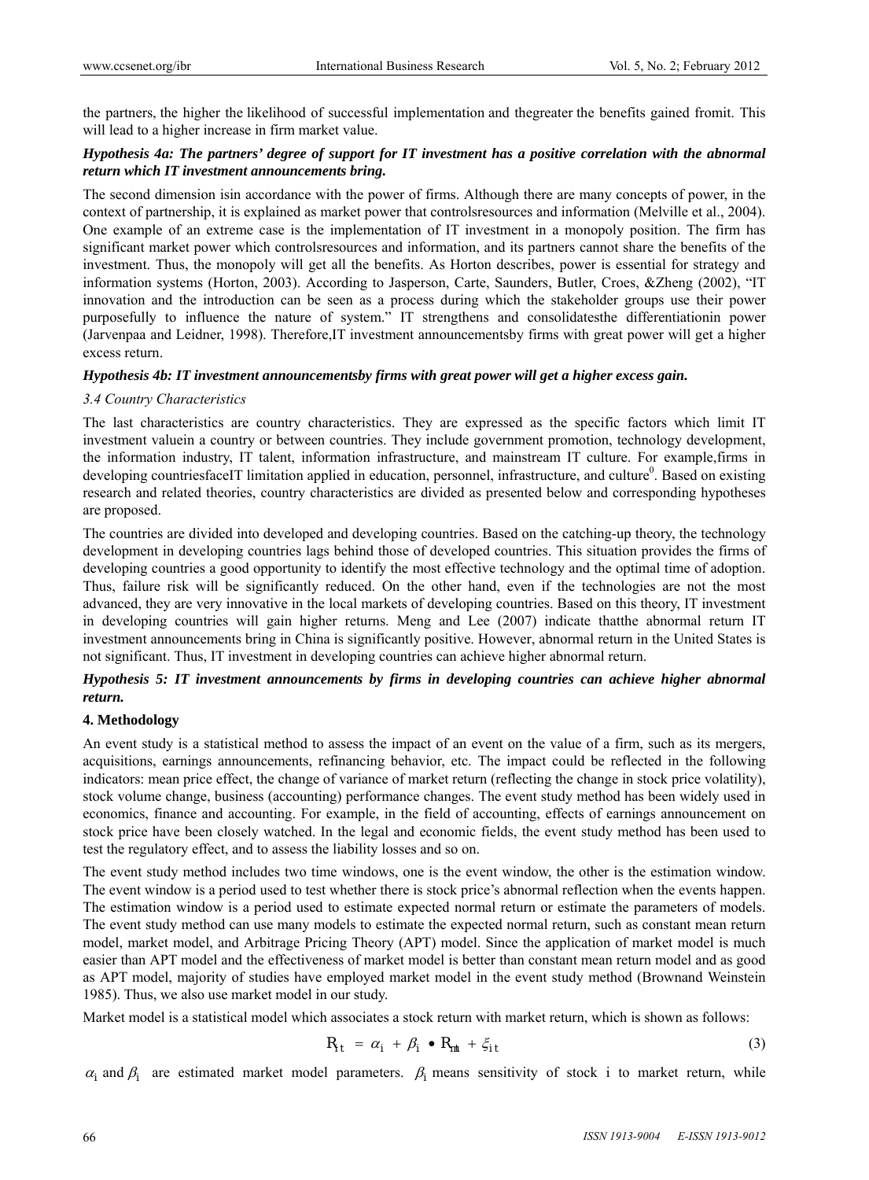the partners, the higher the likelihood of successful implementation and thegreater the benefits gained fromit. This will lead to a higher increase in firm market value.

***Hypothesis 4a: The partners' degree of support for IT investment has a positive correlation with the abnormal return which IT investment announcements bring.***

The second dimension isin accordance with the power of firms. Although there are many concepts of power, in the context of partnership, it is explained as market power that controlsresources and information (Melville et al., 2004). One example of an extreme case is the implementation of IT investment in a monopoly position. The firm has significant market power which controlsresources and information, and its partners cannot share the benefits of the investment. Thus, the monopoly will get all the benefits. As Horton describes, power is essential for strategy and information systems (Horton, 2003). According to Jasperson, Carte, Saunders, Butler, Croes, &Zheng (2002), "IT innovation and the introduction can be seen as a process during which the stakeholder groups use their power purposefully to influence the nature of system." IT strengthens and consolidatesthe differentiationin power (Jarvenpaa and Leidner, 1998). Therefore,IT investment announcementsby firms with great power will get a higher excess return.

***Hypothesis 4b: IT investment announcementsby firms with great power will get a higher excess gain.***

### *3.4 Country Characteristics*

The last characteristics are country characteristics. They are expressed as the specific factors which limit IT investment valuein a country or between countries. They include government promotion, technology development, the information industry, IT talent, information infrastructure, and mainstream IT culture. For example,firms in developing countriesfaceIT limitation applied in education, personnel, infrastructure, and culture[0]. Based on existing research and related theories, country characteristics are divided as presented below and corresponding hypotheses are proposed.

The countries are divided into developed and developing countries. Based on the catching-up theory, the technology development in developing countries lags behind those of developed countries. This situation provides the firms of developing countries a good opportunity to identify the most effective technology and the optimal time of adoption. Thus, failure risk will be significantly reduced. On the other hand, even if the technologies are not the most advanced, they are very innovative in the local markets of developing countries. Based on this theory, IT investment in developing countries will gain higher returns. Meng and Lee (2007) indicate thatthe abnormal return IT investment announcements bring in China is significantly positive. However, abnormal return in the United States is not significant. Thus, IT investment in developing countries can achieve higher abnormal return.

***Hypothesis 5: IT investment announcements by firms in developing countries can achieve higher abnormal return.***

## 4. Methodology

An event study is a statistical method to assess the impact of an event on the value of a firm, such as its mergers, acquisitions, earnings announcements, refinancing behavior, etc. The impact could be reflected in the following indicators: mean price effect, the change of variance of market return (reflecting the change in stock price volatility), stock volume change, business (accounting) performance changes. The event study method has been widely used in economics, finance and accounting. For example, in the field of accounting, effects of earnings announcement on stock price have been closely watched. In the legal and economic fields, the event study method has been used to test the regulatory effect, and to assess the liability losses and so on.

The event study method includes two time windows, one is the event window, the other is the estimation window. The event window is a period used to test whether there is stock price's abnormal reflection when the events happen. The estimation window is a period used to estimate expected normal return or estimate the parameters of models. The event study method can use many models to estimate the expected normal return, such as constant mean return model, market model, and Arbitrage Pricing Theory (APT) model. Since the application of market model is much easier than APT model and the effectiveness of market model is better than constant mean return model and as good as APT model, majority of studies have employed market model in the event study method (Brownand Weinstein 1985). Thus, we also use market model in our study.

Market model is a statistical model which associates a stock return with market return, which is shown as follows:

$$R_{it} = \alpha_i + \beta_i \bullet R_{mt} + \xi_{it} \tag{3}$$

$\alpha_i$ and $\beta_i$ are estimated market model parameters. $\beta_i$ means sensitivity of stock i to market return, while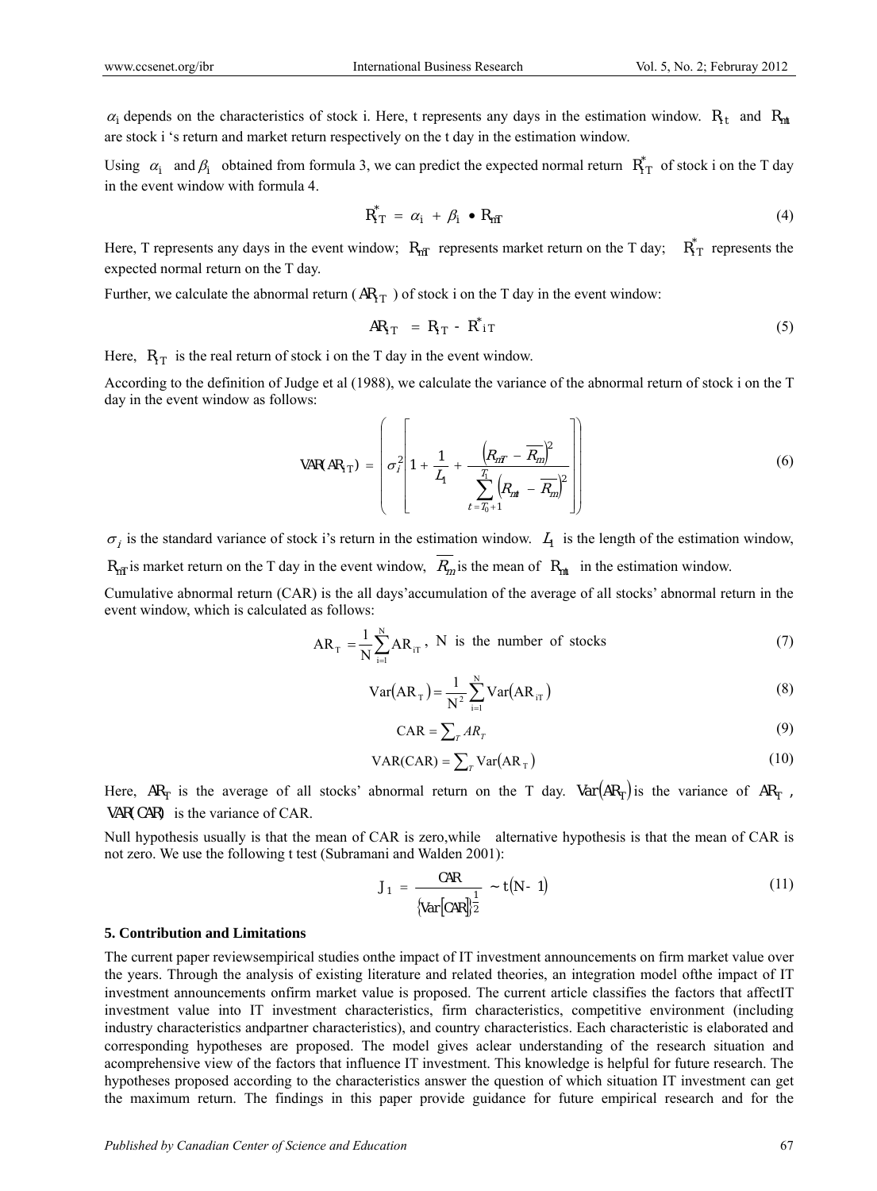$\alpha_i$ depends on the characteristics of stock i. Here, t represents any days in the estimation window. $R_{it}$ and $R_{mt}$ are stock i 's return and market return respectively on the t day in the estimation window.

Using $\alpha_i$ and $\beta_i$ obtained from formula 3, we can predict the expected normal return $R^*_{iT}$ of stock i on the T day in the event window with formula 4.

$$R^*_{iT} = \alpha_i + \beta_i \bullet R_{mT} \tag{4}$$

Here, T represents any days in the event window; $R_{mT}$ represents market return on the T day; $R^*_{iT}$ represents the expected normal return on the T day.

Further, we calculate the abnormal return ( $AR_{iT}$ ) of stock i on the T day in the event window:

$$AR_{iT} = R_{iT} - R^*_{iT} \tag{5}$$

Here, $R_{iT}$ is the real return of stock i on the T day in the event window.

According to the definition of Judge et al (1988), we calculate the variance of the abnormal return of stock i on the T day in the event window as follows:

$$VAR(AR_{iT}) = \left( \sigma_i^2 \left[ 1 + \frac{1}{L_1} + \frac{\left(R_{mT} - \overline{R_m}\right)^2}{\sum_{t=T_0+1}^{T_1} \left(R_{mt} - \overline{R_m}\right)^2} \right] \right) \tag{6}$$

$\sigma_i$ is the standard variance of stock i's return in the estimation window. $L_1$ is the length of the estimation window, $R_{mT}$ is market return on the T day in the event window, $\overline{R_m}$ is the mean of $R_{mt}$ in the estimation window.

Cumulative abnormal return (CAR) is the all days'accumulation of the average of all stocks' abnormal return in the event window, which is calculated as follows:

$$AR_T = \frac{1}{N}\sum_{i=1}^{N} AR_{iT}, \text{ N is the number of stocks} \tag{7}$$

$$Var(AR_T) = \frac{1}{N^2}\sum_{i=1}^{N} Var(AR_{iT}) \tag{8}$$

$$CAR = \sum_T AR_T \tag{9}$$

$$VAR(CAR) = \sum_T Var(AR_T) \tag{10}$$

Here, $AR_T$ is the average of all stocks' abnormal return on the T day. $Var(AR_T)$ is the variance of $AR_T$, $VAR(CAR)$ is the variance of CAR.

Null hypothesis usually is that the mean of CAR is zero,while alternative hypothesis is that the mean of CAR is not zero. We use the following t test (Subramani and Walden 2001):

$$J_1 = \frac{CAR}{\{Var[CAR]\}^{\frac{1}{2}}} \sim t(N-1) \tag{11}$$

### 5. Contribution and Limitations

The current paper reviewsempirical studies onthe impact of IT investment announcements on firm market value over the years. Through the analysis of existing literature and related theories, an integration model ofthe impact of IT investment announcements onfirm market value is proposed. The current article classifies the factors that affectIT investment value into IT investment characteristics, firm characteristics, competitive environment (including industry characteristics andpartner characteristics), and country characteristics. Each characteristic is elaborated and corresponding hypotheses are proposed. The model gives aclear understanding of the research situation and acomprehensive view of the factors that influence IT investment. This knowledge is helpful for future research. The hypotheses proposed according to the characteristics answer the question of which situation IT investment can get the maximum return. The findings in this paper provide guidance for future empirical research and for the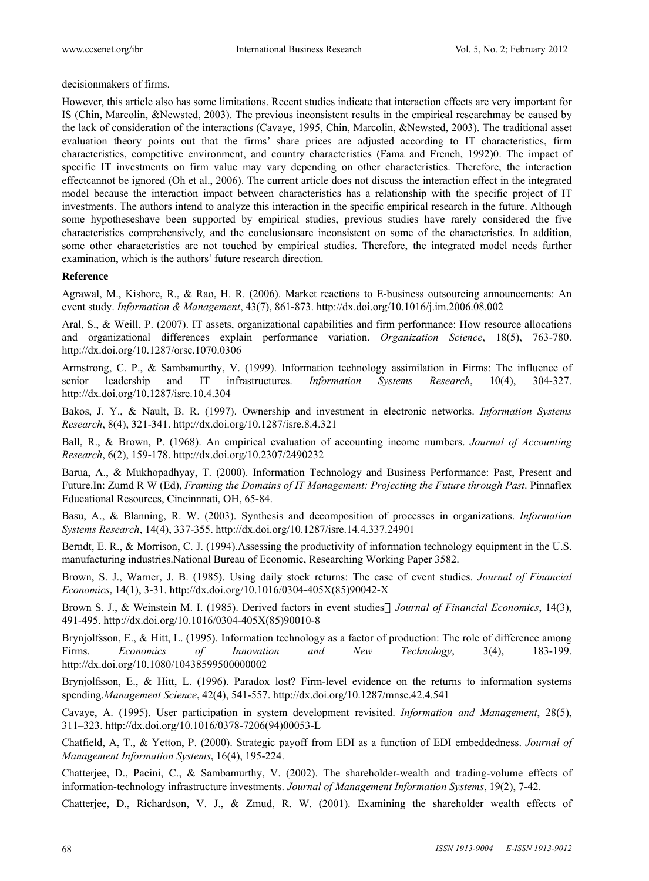decisionmakers of firms.

However, this article also has some limitations. Recent studies indicate that interaction effects are very important for IS (Chin, Marcolin, &Newsted, 2003). The previous inconsistent results in the empirical researchmay be caused by the lack of consideration of the interactions (Cavaye, 1995, Chin, Marcolin, &Newsted, 2003). The traditional asset evaluation theory points out that the firms' share prices are adjusted according to IT characteristics, firm characteristics, competitive environment, and country characteristics (Fama and French, 1992)0. The impact of specific IT investments on firm value may vary depending on other characteristics. Therefore, the interaction effectcannot be ignored (Oh et al., 2006). The current article does not discuss the interaction effect in the integrated model because the interaction impact between characteristics has a relationship with the specific project of IT investments. The authors intend to analyze this interaction in the specific empirical research in the future. Although some hypotheseshave been supported by empirical studies, previous studies have rarely considered the five characteristics comprehensively, and the conclusionsare inconsistent on some of the characteristics. In addition, some other characteristics are not touched by empirical studies. Therefore, the integrated model needs further examination, which is the authors' future research direction.

## Reference

Agrawal, M., Kishore, R., & Rao, H. R. (2006). Market reactions to E-business outsourcing announcements: An event study. *Information & Management*, 43(7), 861-873. http://dx.doi.org/10.1016/j.im.2006.08.002

Aral, S., & Weill, P. (2007). IT assets, organizational capabilities and firm performance: How resource allocations and organizational differences explain performance variation. *Organization Science*, 18(5), 763-780. http://dx.doi.org/10.1287/orsc.1070.0306

Armstrong, C. P., & Sambamurthy, V. (1999). Information technology assimilation in Firms: The influence of senior leadership and IT infrastructures. *Information Systems Research*, 10(4), 304-327. http://dx.doi.org/10.1287/isre.10.4.304

Bakos, J. Y., & Nault, B. R. (1997). Ownership and investment in electronic networks. *Information Systems Research*, 8(4), 321-341. http://dx.doi.org/10.1287/isre.8.4.321

Ball, R., & Brown, P. (1968). An empirical evaluation of accounting income numbers. *Journal of Accounting Research*, 6(2), 159-178. http://dx.doi.org/10.2307/2490232

Barua, A., & Mukhopadhyay, T. (2000). Information Technology and Business Performance: Past, Present and Future.In: Zumd R W (Ed), *Framing the Domains of IT Management: Projecting the Future through Past*. Pinnaflex Educational Resources, Cincinnnati, OH, 65-84.

Basu, A., & Blanning, R. W. (2003). Synthesis and decomposition of processes in organizations. *Information Systems Research*, 14(4), 337-355. http://dx.doi.org/10.1287/isre.14.4.337.24901

Berndt, E. R., & Morrison, C. J. (1994).Assessing the productivity of information technology equipment in the U.S. manufacturing industries.National Bureau of Economic, Researching Working Paper 3582.

Brown, S. J., Warner, J. B. (1985). Using daily stock returns: The case of event studies. *Journal of Financial Economics*, 14(1), 3-31. http://dx.doi.org/10.1016/0304-405X(85)90042-X

Brown S. J., & Weinstein M. I. (1985). Derived factors in event studies . *Journal of Financial Economics*, 14(3), 491-495. http://dx.doi.org/10.1016/0304-405X(85)90010-8

Brynjolfsson, E., & Hitt, L. (1995). Information technology as a factor of production: The role of difference among Firms. *Economics of Innovation and New Technology*, 3(4), 183-199. http://dx.doi.org/10.1080/10438599500000002

Brynjolfsson, E., & Hitt, L. (1996). Paradox lost? Firm-level evidence on the returns to information systems spending.*Management Science*, 42(4), 541-557. http://dx.doi.org/10.1287/mnsc.42.4.541

Cavaye, A. (1995). User participation in system development revisited. *Information and Management*, 28(5), 311–323. http://dx.doi.org/10.1016/0378-7206(94)00053-L

Chatfield, A, T., & Yetton, P. (2000). Strategic payoff from EDI as a function of EDI embeddedness. *Journal of Management Information Systems*, 16(4), 195-224.

Chatterjee, D., Pacini, C., & Sambamurthy, V. (2002). The shareholder-wealth and trading-volume effects of information-technology infrastructure investments. *Journal of Management Information Systems*, 19(2), 7-42.

Chatterjee, D., Richardson, V. J., & Zmud, R. W. (2001). Examining the shareholder wealth effects of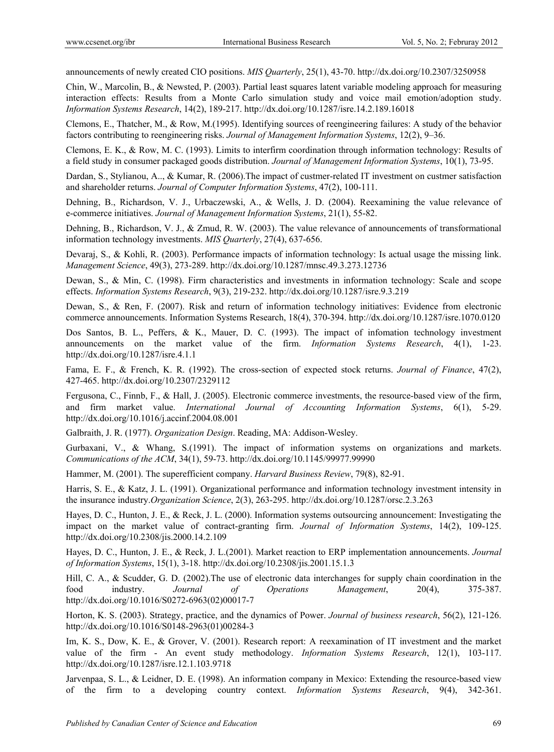announcements of newly created CIO positions. *MIS Quarterly*, 25(1), 43-70. http://dx.doi.org/10.2307/3250958

Chin, W., Marcolin, B., & Newsted, P. (2003). Partial least squares latent variable modeling approach for measuring interaction effects: Results from a Monte Carlo simulation study and voice mail emotion/adoption study. *Information Systems Research*, 14(2), 189-217. http://dx.doi.org/10.1287/isre.14.2.189.16018

Clemons, E., Thatcher, M., & Row, M.(1995). Identifying sources of reengineering failures: A study of the behavior factors contributing to reengineering risks. *Journal of Management Information Systems*, 12(2), 9–36.

Clemons, E. K., & Row, M. C. (1993). Limits to interfirm coordination through information technology: Results of a field study in consumer packaged goods distribution. *Journal of Management Information Systems*, 10(1), 73-95.

Dardan, S., Stylianou, A.., & Kumar, R. (2006).The impact of custmer-related IT investment on custmer satisfaction and shareholder returns. *Journal of Computer Information Systems*, 47(2), 100-111.

Dehning, B., Richardson, V. J., Urbaczewski, A., & Wells, J. D. (2004). Reexamining the value relevance of e-commerce initiatives. *Journal of Management Information Systems*, 21(1), 55-82.

Dehning, B., Richardson, V. J., & Zmud, R. W. (2003). The value relevance of announcements of transformational information technology investments. *MIS Quarterly*, 27(4), 637-656.

Devaraj, S., & Kohli, R. (2003). Performance impacts of information technology: Is actual usage the missing link. *Management Science*, 49(3), 273-289. http://dx.doi.org/10.1287/mnsc.49.3.273.12736

Dewan, S., & Min, C. (1998). Firm characteristics and investments in information technology: Scale and scope effects. *Information Systems Research*, 9(3), 219-232. http://dx.doi.org/10.1287/isre.9.3.219

Dewan, S., & Ren, F. (2007). Risk and return of information technology initiatives: Evidence from electronic commerce announcements. Information Systems Research, 18(4), 370-394. http://dx.doi.org/10.1287/isre.1070.0120

Dos Santos, B. L., Peffers, & K., Mauer, D. C. (1993). The impact of infomation technology investment announcements on the market value of the firm. *Information Systems Research*, 4(1), 1-23. http://dx.doi.org/10.1287/isre.4.1.1

Fama, E. F., & French, K. R. (1992). The cross-section of expected stock returns. *Journal of Finance*, 47(2), 427-465. http://dx.doi.org/10.2307/2329112

Fergusona, C., Finnb, F., & Hall, J. (2005). Electronic commerce investments, the resource-based view of the firm, and firm market value. *International Journal of Accounting Information Systems*, 6(1), 5-29. http://dx.doi.org/10.1016/j.accinf.2004.08.001

Galbraith, J. R. (1977). *Organization Design*. Reading, MA: Addison-Wesley.

Gurbaxani, V., & Whang, S.(1991). The impact of information systems on organizations and markets. *Communications of the ACM*, 34(1), 59-73. http://dx.doi.org/10.1145/99977.99990

Hammer, M. (2001). The superefficient company. *Harvard Business Review*, 79(8), 82-91.

Harris, S. E., & Katz, J. L. (1991). Organizational performance and information technology investment intensity in the insurance industry.*Organization Science*, 2(3), 263-295. http://dx.doi.org/10.1287/orsc.2.3.263

Hayes, D. C., Hunton, J. E., & Reck, J. L. (2000). Information systems outsourcing announcement: Investigating the impact on the market value of contract-granting firm. *Journal of Information Systems*, 14(2), 109-125. http://dx.doi.org/10.2308/jis.2000.14.2.109

Hayes, D. C., Hunton, J. E., & Reck, J. L.(2001). Market reaction to ERP implementation announcements. *Journal of Information Systems*, 15(1), 3-18. http://dx.doi.org/10.2308/jis.2001.15.1.3

Hill, C. A., & Scudder, G. D. (2002).The use of electronic data interchanges for supply chain coordination in the food industry. *Journal of Operations Management*, 20(4), 375-387. http://dx.doi.org/10.1016/S0272-6963(02)00017-7

Horton, K. S. (2003). Strategy, practice, and the dynamics of Power. *Journal of business research*, 56(2), 121-126. http://dx.doi.org/10.1016/S0148-2963(01)00284-3

Im, K. S., Dow, K. E., & Grover, V. (2001). Research report: A reexamination of IT investment and the market value of the firm - An event study methodology. *Information Systems Research*, 12(1), 103-117. http://dx.doi.org/10.1287/isre.12.1.103.9718

Jarvenpaa, S. L., & Leidner, D. E. (1998). An information company in Mexico: Extending the resource-based view of the firm to a developing country context. *Information Systems Research*, 9(4), 342-361.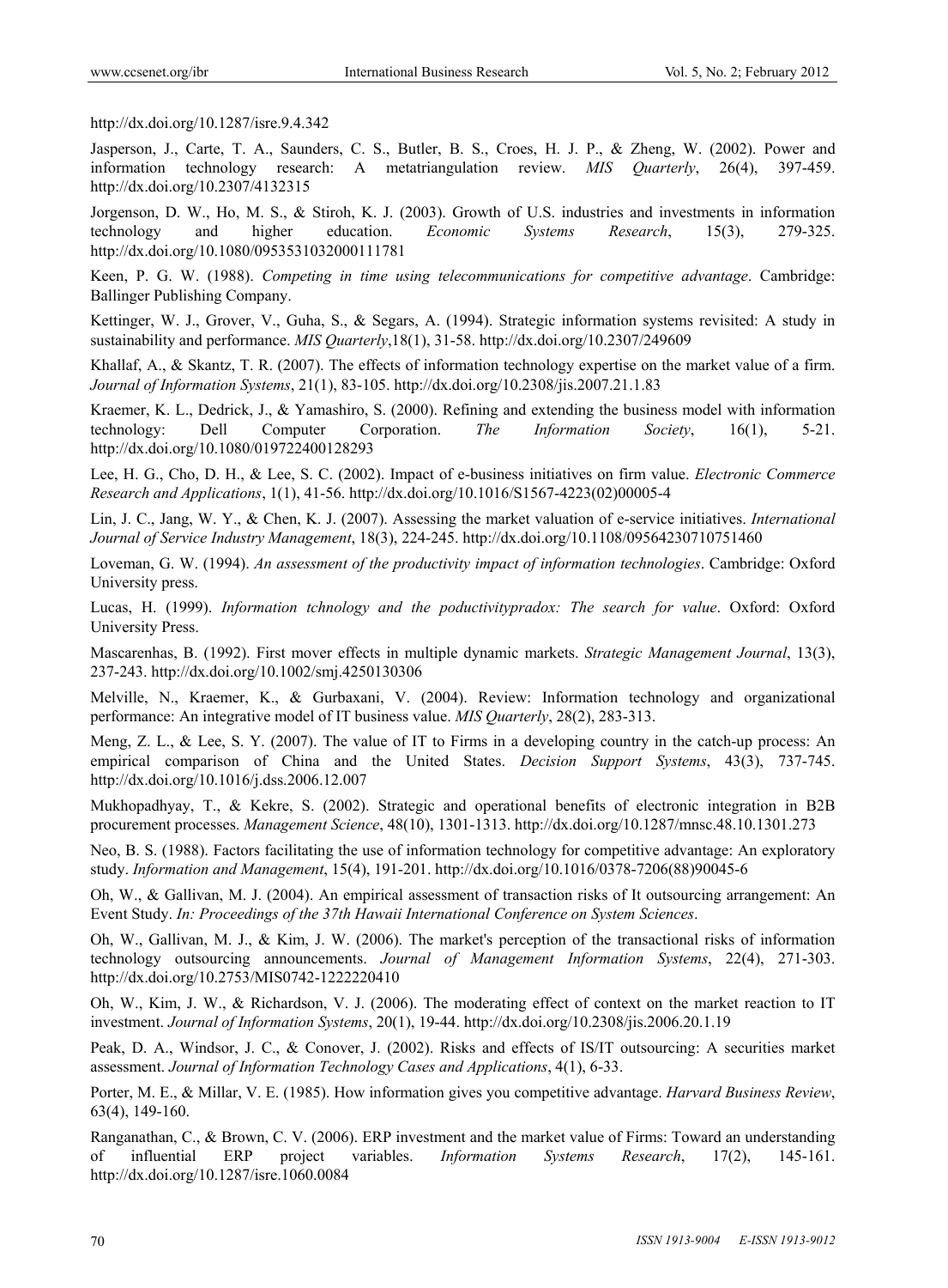http://dx.doi.org/10.1287/isre.9.4.342

Jasperson, J., Carte, T. A., Saunders, C. S., Butler, B. S., Croes, H. J. P., & Zheng, W. (2002). Power and information technology research: A metatriangulation review. *MIS Quarterly*, 26(4), 397-459. http://dx.doi.org/10.2307/4132315

Jorgenson, D. W., Ho, M. S., & Stiroh, K. J. (2003). Growth of U.S. industries and investments in information technology and higher education. *Economic Systems Research*, 15(3), 279-325. http://dx.doi.org/10.1080/0953531032000111781

Keen, P. G. W. (1988). *Competing in time using telecommunications for competitive advantage*. Cambridge: Ballinger Publishing Company.

Kettinger, W. J., Grover, V., Guha, S., & Segars, A. (1994). Strategic information systems revisited: A study in sustainability and performance. *MIS Quarterly*,18(1), 31-58. http://dx.doi.org/10.2307/249609

Khallaf, A., & Skantz, T. R. (2007). The effects of information technology expertise on the market value of a firm. *Journal of Information Systems*, 21(1), 83-105. http://dx.doi.org/10.2308/jis.2007.21.1.83

Kraemer, K. L., Dedrick, J., & Yamashiro, S. (2000). Refining and extending the business model with information technology: Dell Computer Corporation. *The Information Society*, 16(1), 5-21. http://dx.doi.org/10.1080/019722400128293

Lee, H. G., Cho, D. H., & Lee, S. C. (2002). Impact of e-business initiatives on firm value. *Electronic Commerce Research and Applications*, 1(1), 41-56. http://dx.doi.org/10.1016/S1567-4223(02)00005-4

Lin, J. C., Jang, W. Y., & Chen, K. J. (2007). Assessing the market valuation of e-service initiatives. *International Journal of Service Industry Management*, 18(3), 224-245. http://dx.doi.org/10.1108/09564230710751460

Loveman, G. W. (1994). *An assessment of the productivity impact of information technologies*. Cambridge: Oxford University press.

Lucas, H. (1999). *Information tchnology and the poductivitypradox: The search for value*. Oxford: Oxford University Press.

Mascarenhas, B. (1992). First mover effects in multiple dynamic markets. *Strategic Management Journal*, 13(3), 237-243. http://dx.doi.org/10.1002/smj.4250130306

Melville, N., Kraemer, K., & Gurbaxani, V. (2004). Review: Information technology and organizational performance: An integrative model of IT business value. *MIS Quarterly*, 28(2), 283-313.

Meng, Z. L., & Lee, S. Y. (2007). The value of IT to Firms in a developing country in the catch-up process: An empirical comparison of China and the United States. *Decision Support Systems*, 43(3), 737-745. http://dx.doi.org/10.1016/j.dss.2006.12.007

Mukhopadhyay, T., & Kekre, S. (2002). Strategic and operational benefits of electronic integration in B2B procurement processes. *Management Science*, 48(10), 1301-1313. http://dx.doi.org/10.1287/mnsc.48.10.1301.273

Neo, B. S. (1988). Factors facilitating the use of information technology for competitive advantage: An exploratory study. *Information and Management*, 15(4), 191-201. http://dx.doi.org/10.1016/0378-7206(88)90045-6

Oh, W., & Gallivan, M. J. (2004). An empirical assessment of transaction risks of It outsourcing arrangement: An Event Study. *In: Proceedings of the 37th Hawaii International Conference on System Sciences*.

Oh, W., Gallivan, M. J., & Kim, J. W. (2006). The market's perception of the transactional risks of information technology outsourcing announcements. *Journal of Management Information Systems*, 22(4), 271-303. http://dx.doi.org/10.2753/MIS0742-1222220410

Oh, W., Kim, J. W., & Richardson, V. J. (2006). The moderating effect of context on the market reaction to IT investment. *Journal of Information Systems*, 20(1), 19-44. http://dx.doi.org/10.2308/jis.2006.20.1.19

Peak, D. A., Windsor, J. C., & Conover, J. (2002). Risks and effects of IS/IT outsourcing: A securities market assessment. *Journal of Information Technology Cases and Applications*, 4(1), 6-33.

Porter, M. E., & Millar, V. E. (1985). How information gives you competitive advantage. *Harvard Business Review*, 63(4), 149-160.

Ranganathan, C., & Brown, C. V. (2006). ERP investment and the market value of Firms: Toward an understanding of influential ERP project variables. *Information Systems Research*, 17(2), 145-161. http://dx.doi.org/10.1287/isre.1060.0084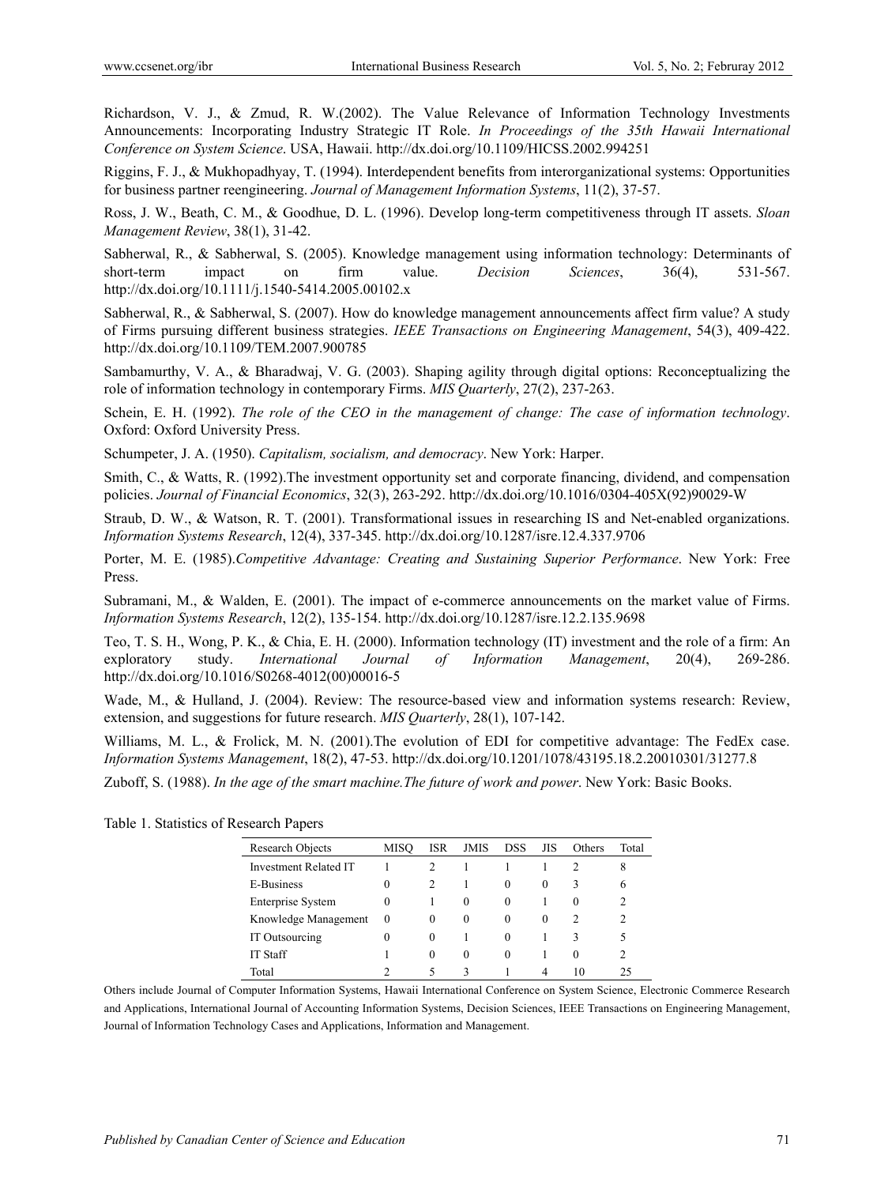Richardson, V. J., & Zmud, R. W.(2002). The Value Relevance of Information Technology Investments Announcements: Incorporating Industry Strategic IT Role. *In Proceedings of the 35th Hawaii International Conference on System Science*. USA, Hawaii. http://dx.doi.org/10.1109/HICSS.2002.994251

Riggins, F. J., & Mukhopadhyay, T. (1994). Interdependent benefits from interorganizational systems: Opportunities for business partner reengineering. *Journal of Management Information Systems*, 11(2), 37-57.

Ross, J. W., Beath, C. M., & Goodhue, D. L. (1996). Develop long-term competitiveness through IT assets. *Sloan Management Review*, 38(1), 31-42.

Sabherwal, R., & Sabherwal, S. (2005). Knowledge management using information technology: Determinants of short-term impact on firm value. *Decision Sciences*, 36(4), 531-567. http://dx.doi.org/10.1111/j.1540-5414.2005.00102.x

Sabherwal, R., & Sabherwal, S. (2007). How do knowledge management announcements affect firm value? A study of Firms pursuing different business strategies. *IEEE Transactions on Engineering Management*, 54(3), 409-422. http://dx.doi.org/10.1109/TEM.2007.900785

Sambamurthy, V. A., & Bharadwaj, V. G. (2003). Shaping agility through digital options: Reconceptualizing the role of information technology in contemporary Firms. *MIS Quarterly*, 27(2), 237-263.

Schein, E. H. (1992). *The role of the CEO in the management of change: The case of information technology*. Oxford: Oxford University Press.

Schumpeter, J. A. (1950). *Capitalism, socialism, and democracy*. New York: Harper.

Smith, C., & Watts, R. (1992).The investment opportunity set and corporate financing, dividend, and compensation policies. *Journal of Financial Economics*, 32(3), 263-292. http://dx.doi.org/10.1016/0304-405X(92)90029-W

Straub, D. W., & Watson, R. T. (2001). Transformational issues in researching IS and Net-enabled organizations. *Information Systems Research*, 12(4), 337-345. http://dx.doi.org/10.1287/isre.12.4.337.9706

Porter, M. E. (1985).*Competitive Advantage: Creating and Sustaining Superior Performance*. New York: Free Press.

Subramani, M., & Walden, E. (2001). The impact of e-commerce announcements on the market value of Firms. *Information Systems Research*, 12(2), 135-154. http://dx.doi.org/10.1287/isre.12.2.135.9698

Teo, T. S. H., Wong, P. K., & Chia, E. H. (2000). Information technology (IT) investment and the role of a firm: An exploratory study. *International Journal of Information Management*, 20(4), 269-286. http://dx.doi.org/10.1016/S0268-4012(00)00016-5

Wade, M., & Hulland, J. (2004). Review: The resource-based view and information systems research: Review, extension, and suggestions for future research. *MIS Quarterly*, 28(1), 107-142.

Williams, M. L., & Frolick, M. N. (2001).The evolution of EDI for competitive advantage: The FedEx case. *Information Systems Management*, 18(2), 47-53. http://dx.doi.org/10.1201/1078/43195.18.2.20010301/31277.8

Zuboff, S. (1988). *In the age of the smart machine.The future of work and power*. New York: Basic Books.

Table 1. Statistics of Research Papers

| Research Objects | MISQ | ISR | JMIS | DSS | JIS | Others | Total |
|---|---|---|---|---|---|---|---|
| Investment Related IT | 1 | 2 | 1 | 1 | 1 | 2 | 8 |
| E-Business | 0 | 2 | 1 | 0 | 0 | 3 | 6 |
| Enterprise System | 0 | 1 | 0 | 0 | 1 | 0 | 2 |
| Knowledge Management | 0 | 0 | 0 | 0 | 0 | 2 | 2 |
| IT Outsourcing | 0 | 0 | 1 | 0 | 1 | 3 | 5 |
| IT Staff | 1 | 0 | 0 | 0 | 1 | 0 | 2 |
| Total | 2 | 5 | 3 | 1 | 4 | 10 | 25 |

Others include Journal of Computer Information Systems, Hawaii International Conference on System Science, Electronic Commerce Research and Applications, International Journal of Accounting Information Systems, Decision Sciences, IEEE Transactions on Engineering Management, Journal of Information Technology Cases and Applications, Information and Management.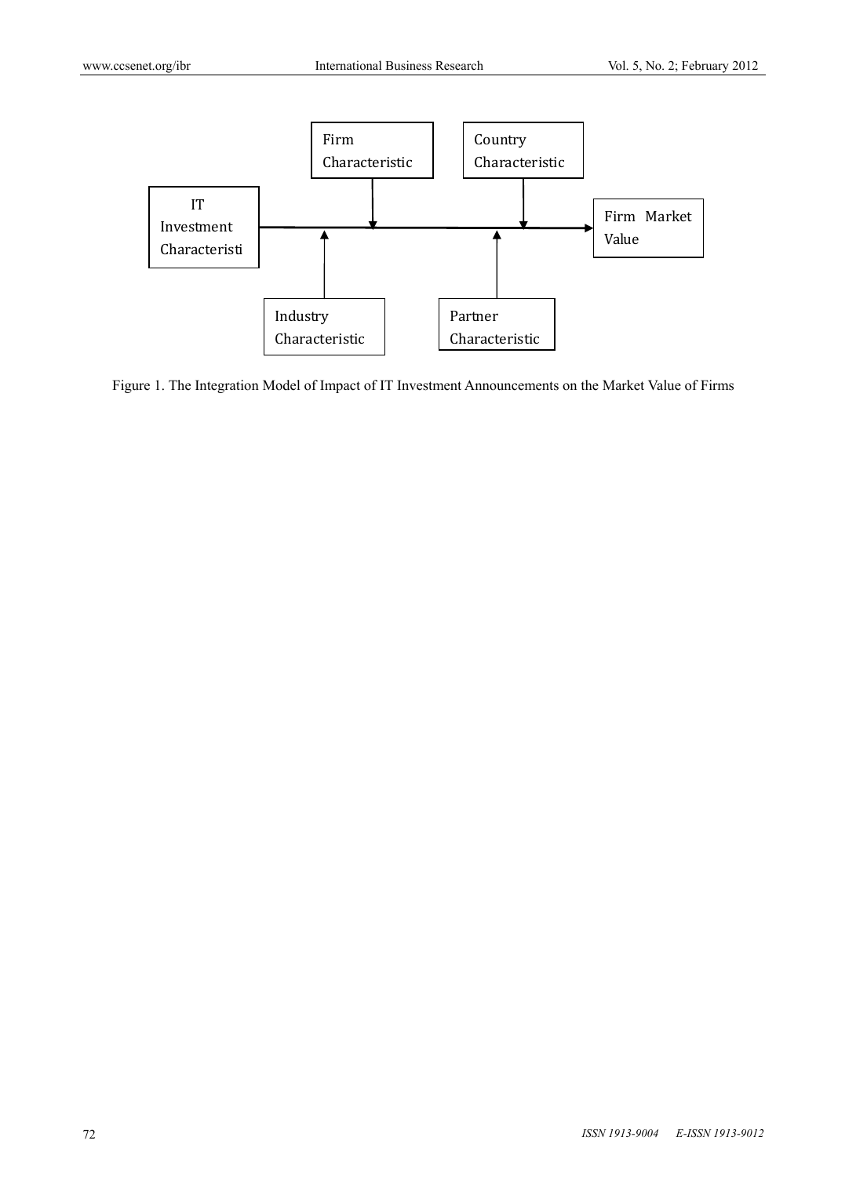Firm Characteristic

Country Characteristic

IT Investment Characteristi

Firm Market Value

Industry Characteristic

Partner Characteristic

Figure 1. The Integration Model of Impact of IT Investment Announcements on the Market Value of Firms